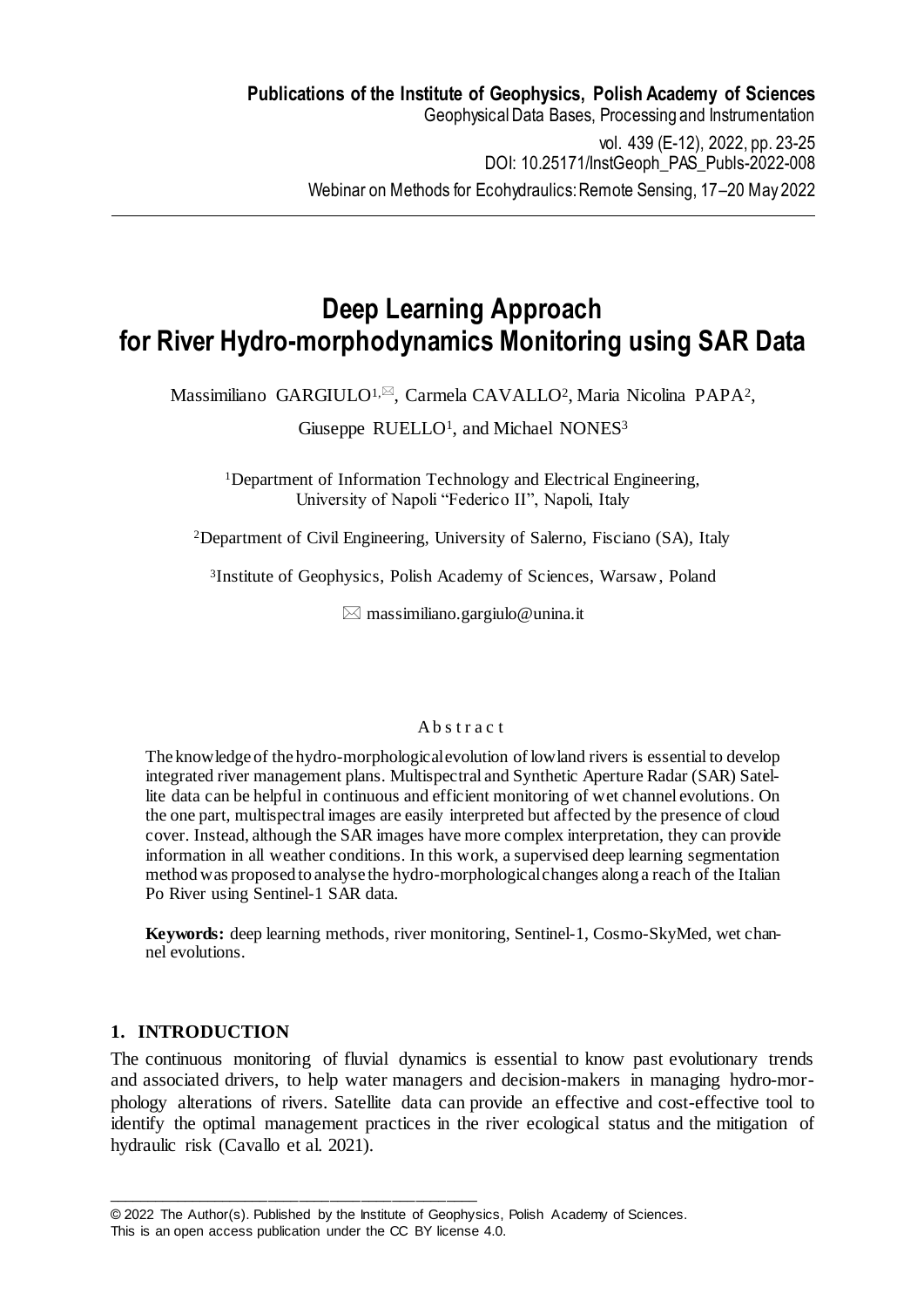**Publications of the Institute of Geophysics, Polish Academy of Sciences**
Geophysical Data Bases, Processing and Instrumentation
vol. 439 (E-12), 2022, pp. 23-25
DOI: 10.25171/InstGeoph_PAS_Publs-2022-008
Webinar on Methods for Ecohydraulics: Remote Sensing, 17–20 May 2022

# Deep Learning Approach for River Hydro-morphodynamics Monitoring using SAR Data

Massimiliano GARGIULO[1,✉], Carmela CAVALLO[2], Maria Nicolina PAPA[2], Giuseppe RUELLO[1], and Michael NONES[3]

[1]Department of Information Technology and Electrical Engineering, University of Napoli "Federico II", Napoli, Italy

[2]Department of Civil Engineering, University of Salerno, Fisciano (SA), Italy

[3]Institute of Geophysics, Polish Academy of Sciences, Warsaw, Poland

✉ massimiliano.gargiulo@unina.it

Abstract

The knowledge of the hydro-morphological evolution of lowland rivers is essential to develop integrated river management plans. Multispectral and Synthetic Aperture Radar (SAR) Satellite data can be helpful in continuous and efficient monitoring of wet channel evolutions. On the one part, multispectral images are easily interpreted but affected by the presence of cloud cover. Instead, although the SAR images have more complex interpretation, they can provide information in all weather conditions. In this work, a supervised deep learning segmentation method was proposed to analyse the hydro-morphological changes along a reach of the Italian Po River using Sentinel-1 SAR data.

**Keywords:** deep learning methods, river monitoring, Sentinel-1, Cosmo-SkyMed, wet channel evolutions.

## 1. INTRODUCTION

The continuous monitoring of fluvial dynamics is essential to know past evolutionary trends and associated drivers, to help water managers and decision-makers in managing hydro-morphology alterations of rivers. Satellite data can provide an effective and cost-effective tool to identify the optimal management practices in the river ecological status and the mitigation of hydraulic risk (Cavallo et al. 2021).

© 2022 The Author(s). Published by the Institute of Geophysics, Polish Academy of Sciences. This is an open access publication under the CC BY license 4.0.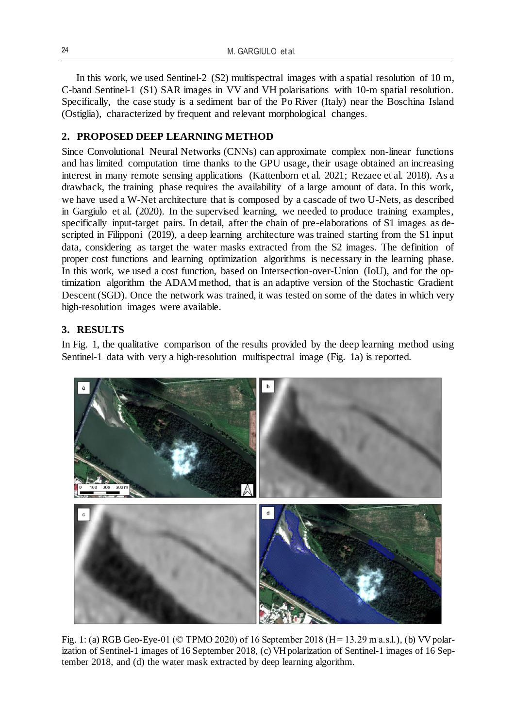In this work, we used Sentinel-2 (S2) multispectral images with a spatial resolution of 10 m, C-band Sentinel-1 (S1) SAR images in VV and VH polarisations with 10-m spatial resolution. Specifically, the case study is a sediment bar of the Po River (Italy) near the Boschina Island (Ostiglia), characterized by frequent and relevant morphological changes.

## 2. PROPOSED DEEP LEARNING METHOD

Since Convolutional Neural Networks (CNNs) can approximate complex non-linear functions and has limited computation time thanks to the GPU usage, their usage obtained an increasing interest in many remote sensing applications (Kattenborn et al. 2021; Rezaee et al. 2018). As a drawback, the training phase requires the availability of a large amount of data. In this work, we have used a W-Net architecture that is composed by a cascade of two U-Nets, as described in Gargiulo et al. (2020). In the supervised learning, we needed to produce training examples, specifically input-target pairs. In detail, after the chain of pre-elaborations of S1 images as described in Filipponi (2019), a deep learning architecture was trained starting from the S1 input data, considering as target the water masks extracted from the S2 images. The definition of proper cost functions and learning optimization algorithms is necessary in the learning phase. In this work, we used a cost function, based on Intersection-over-Union (IoU), and for the optimization algorithm the ADAM method, that is an adaptive version of the Stochastic Gradient Descent (SGD). Once the network was trained, it was tested on some of the dates in which very high-resolution images were available.

## 3. RESULTS

In Fig. 1, the qualitative comparison of the results provided by the deep learning method using Sentinel-1 data with very a high-resolution multispectral image (Fig. 1a) is reported.

Fig. 1: (a) RGB Geo-Eye-01 (© TPMO 2020) of 16 September 2018 (H = 13.29 m a.s.l.), (b) VV polarization of Sentinel-1 images of 16 September 2018, (c) VH polarization of Sentinel-1 images of 16 September 2018, and (d) the water mask extracted by deep learning algorithm.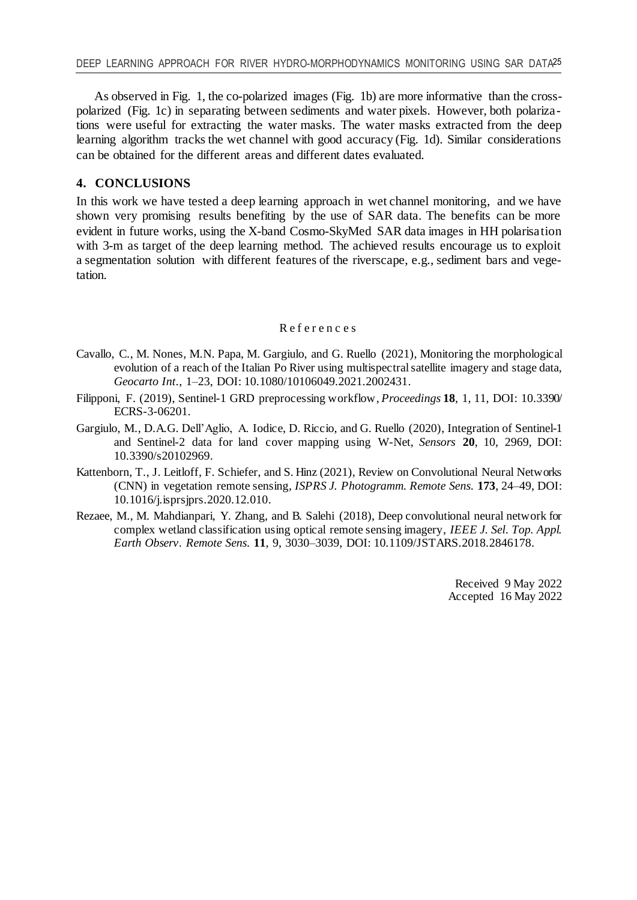As observed in Fig. 1, the co-polarized images (Fig. 1b) are more informative than the cross-polarized (Fig. 1c) in separating between sediments and water pixels. However, both polarizations were useful for extracting the water masks. The water masks extracted from the deep learning algorithm tracks the wet channel with good accuracy (Fig. 1d). Similar considerations can be obtained for the different areas and different dates evaluated.

## 4. CONCLUSIONS

In this work we have tested a deep learning approach in wet channel monitoring, and we have shown very promising results benefiting by the use of SAR data. The benefits can be more evident in future works, using the X-band Cosmo-SkyMed SAR data images in HH polarisation with 3-m as target of the deep learning method. The achieved results encourage us to exploit a segmentation solution with different features of the riverscape, e.g., sediment bars and vegetation.

## References

Cavallo, C., M. Nones, M.N. Papa, M. Gargiulo, and G. Ruello (2021), Monitoring the morphological evolution of a reach of the Italian Po River using multispectral satellite imagery and stage data, *Geocarto Int.*, 1–23, DOI: 10.1080/10106049.2021.2002431.

Filipponi, F. (2019), Sentinel-1 GRD preprocessing workflow, *Proceedings* **18**, 1, 11, DOI: 10.3390/ECRS-3-06201.

Gargiulo, M., D.A.G. Dell'Aglio, A. Iodice, D. Riccio, and G. Ruello (2020), Integration of Sentinel-1 and Sentinel-2 data for land cover mapping using W-Net, *Sensors* **20**, 10, 2969, DOI: 10.3390/s20102969.

Kattenborn, T., J. Leitloff, F. Schiefer, and S. Hinz (2021), Review on Convolutional Neural Networks (CNN) in vegetation remote sensing, *ISPRS J. Photogramm. Remote Sens.* **173**, 24–49, DOI: 10.1016/j.isprsjprs.2020.12.010.

Rezaee, M., M. Mahdianpari, Y. Zhang, and B. Salehi (2018), Deep convolutional neural network for complex wetland classification using optical remote sensing imagery, *IEEE J. Sel. Top. Appl. Earth Observ. Remote Sens.* **11**, 9, 3030–3039, DOI: 10.1109/JSTARS.2018.2846178.

Received 9 May 2022
Accepted 16 May 2022